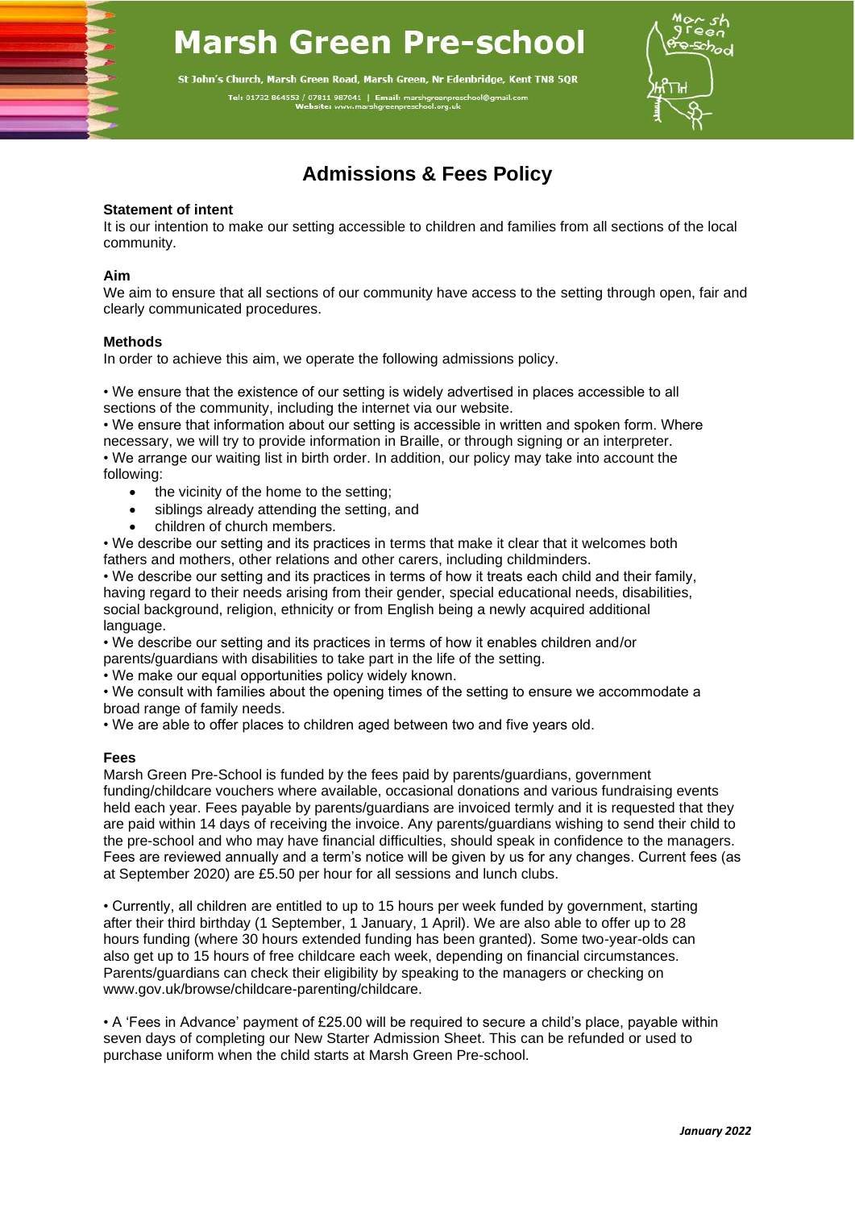# Marsh Green Pre-school

St John's Church, Marsh Green Road, Marsh Green, Nr Edenbridge, Kent TN8 5QR

Tel: 01732 864553 / 07811 987041 | Email: marshgreenpreschool@gmail.com
Website: www.marshgreenpreschool.org.uk

## Admissions & Fees Policy

**Statement of intent**
It is our intention to make our setting accessible to children and families from all sections of the local community.

**Aim**
We aim to ensure that all sections of our community have access to the setting through open, fair and clearly communicated procedures.

**Methods**
In order to achieve this aim, we operate the following admissions policy.

• We ensure that the existence of our setting is widely advertised in places accessible to all sections of the community, including the internet via our website.
• We ensure that information about our setting is accessible in written and spoken form. Where necessary, we will try to provide information in Braille, or through signing or an interpreter.
• We arrange our waiting list in birth order. In addition, our policy may take into account the following:

- the vicinity of the home to the setting;
- siblings already attending the setting, and
- children of church members.

• We describe our setting and its practices in terms that make it clear that it welcomes both fathers and mothers, other relations and other carers, including childminders.
• We describe our setting and its practices in terms of how it treats each child and their family, having regard to their needs arising from their gender, special educational needs, disabilities, social background, religion, ethnicity or from English being a newly acquired additional language.
• We describe our setting and its practices in terms of how it enables children and/or parents/guardians with disabilities to take part in the life of the setting.
• We make our equal opportunities policy widely known.
• We consult with families about the opening times of the setting to ensure we accommodate a broad range of family needs.
• We are able to offer places to children aged between two and five years old.

**Fees**
Marsh Green Pre-School is funded by the fees paid by parents/guardians, government funding/childcare vouchers where available, occasional donations and various fundraising events held each year. Fees payable by parents/guardians are invoiced termly and it is requested that they are paid within 14 days of receiving the invoice. Any parents/guardians wishing to send their child to the pre-school and who may have financial difficulties, should speak in confidence to the managers. Fees are reviewed annually and a term's notice will be given by us for any changes. Current fees (as at September 2020) are £5.50 per hour for all sessions and lunch clubs.

• Currently, all children are entitled to up to 15 hours per week funded by government, starting after their third birthday (1 September, 1 January, 1 April). We are also able to offer up to 28 hours funding (where 30 hours extended funding has been granted). Some two-year-olds can also get up to 15 hours of free childcare each week, depending on financial circumstances. Parents/guardians can check their eligibility by speaking to the managers or checking on www.gov.uk/browse/childcare-parenting/childcare.

• A 'Fees in Advance' payment of £25.00 will be required to secure a child's place, payable within seven days of completing our New Starter Admission Sheet. This can be refunded or used to purchase uniform when the child starts at Marsh Green Pre-school.

*January 2022*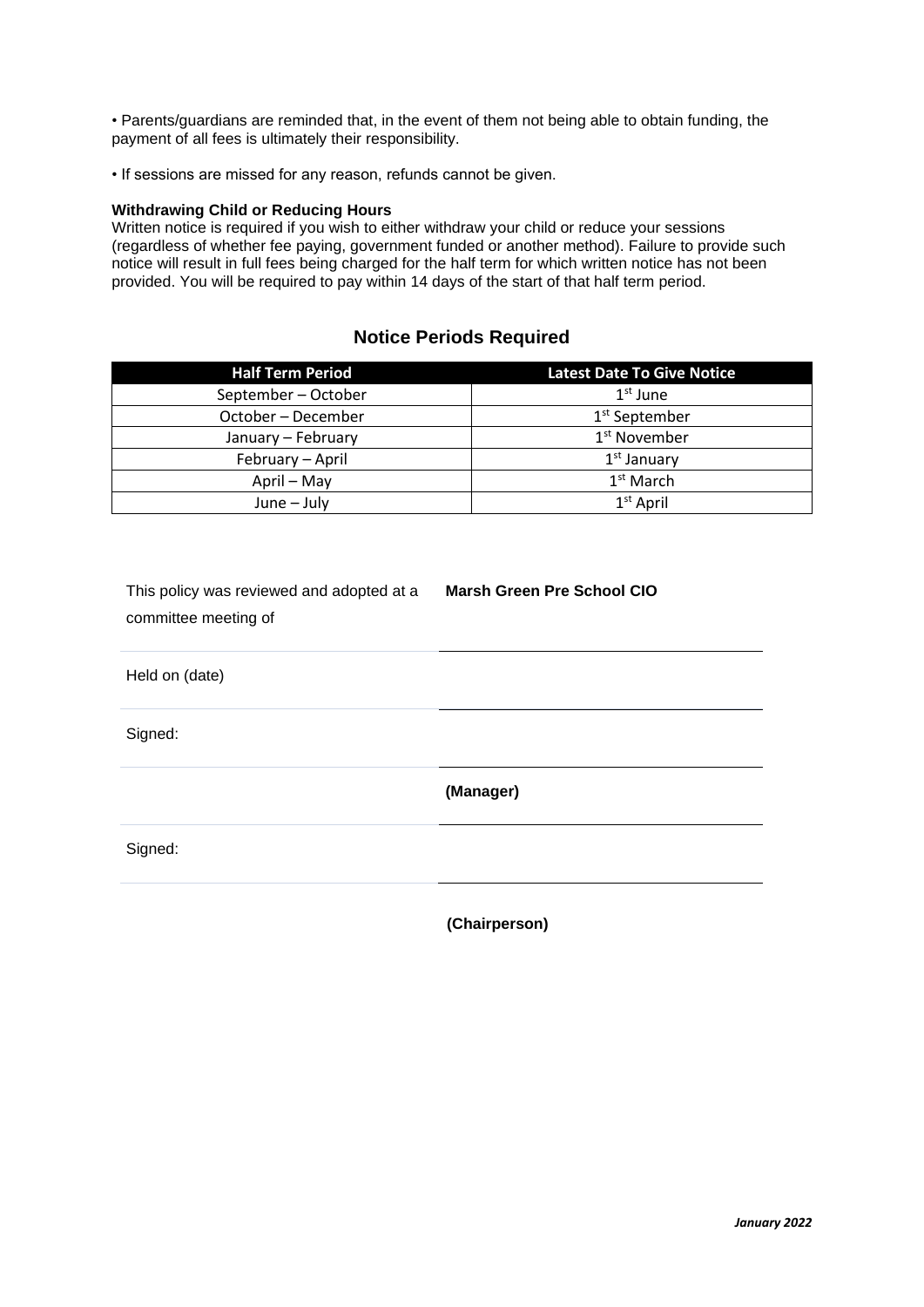• Parents/guardians are reminded that, in the event of them not being able to obtain funding, the payment of all fees is ultimately their responsibility.

• If sessions are missed for any reason, refunds cannot be given.

**Withdrawing Child or Reducing Hours**

Written notice is required if you wish to either withdraw your child or reduce your sessions (regardless of whether fee paying, government funded or another method). Failure to provide such notice will result in full fees being charged for the half term for which written notice has not been provided. You will be required to pay within 14 days of the start of that half term period.

## Notice Periods Required

| Half Term Period | Latest Date To Give Notice |
|---|---|
| September – October | 1st June |
| October – December | 1st September |
| January – February | 1st November |
| February – April | 1st January |
| April – May | 1st March |
| June – July | 1st April |

| | |
|---|---|
| This policy was reviewed and adopted at a committee meeting of | **Marsh Green Pre School CIO** |
| Held on (date) | |
| Signed: | |
| | **(Manager)** |
| Signed: | |
| | **(Chairperson)** |

***January 2022***